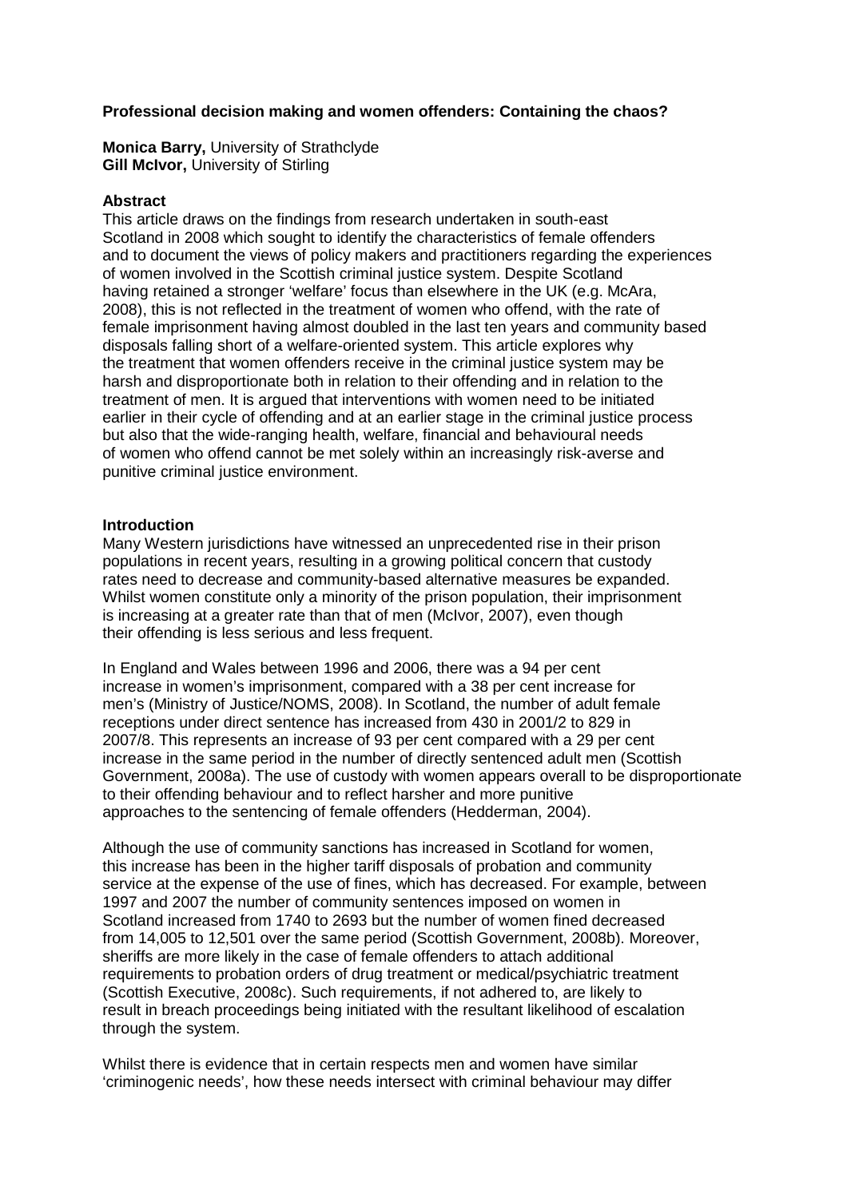**Professional decision making and women offenders: Containing the chaos?**

**Monica Barry,** University of Strathclyde
**Gill McIvor,** University of Stirling

**Abstract**
This article draws on the findings from research undertaken in south-east Scotland in 2008 which sought to identify the characteristics of female offenders and to document the views of policy makers and practitioners regarding the experiences of women involved in the Scottish criminal justice system. Despite Scotland having retained a stronger 'welfare' focus than elsewhere in the UK (e.g. McAra, 2008), this is not reflected in the treatment of women who offend, with the rate of female imprisonment having almost doubled in the last ten years and community based disposals falling short of a welfare-oriented system. This article explores why the treatment that women offenders receive in the criminal justice system may be harsh and disproportionate both in relation to their offending and in relation to the treatment of men. It is argued that interventions with women need to be initiated earlier in their cycle of offending and at an earlier stage in the criminal justice process but also that the wide-ranging health, welfare, financial and behavioural needs of women who offend cannot be met solely within an increasingly risk-averse and punitive criminal justice environment.

**Introduction**
Many Western jurisdictions have witnessed an unprecedented rise in their prison populations in recent years, resulting in a growing political concern that custody rates need to decrease and community-based alternative measures be expanded. Whilst women constitute only a minority of the prison population, their imprisonment is increasing at a greater rate than that of men (McIvor, 2007), even though their offending is less serious and less frequent.

In England and Wales between 1996 and 2006, there was a 94 per cent increase in women's imprisonment, compared with a 38 per cent increase for men's (Ministry of Justice/NOMS, 2008). In Scotland, the number of adult female receptions under direct sentence has increased from 430 in 2001/2 to 829 in 2007/8. This represents an increase of 93 per cent compared with a 29 per cent increase in the same period in the number of directly sentenced adult men (Scottish Government, 2008a). The use of custody with women appears overall to be disproportionate to their offending behaviour and to reflect harsher and more punitive approaches to the sentencing of female offenders (Hedderman, 2004).

Although the use of community sanctions has increased in Scotland for women, this increase has been in the higher tariff disposals of probation and community service at the expense of the use of fines, which has decreased. For example, between 1997 and 2007 the number of community sentences imposed on women in Scotland increased from 1740 to 2693 but the number of women fined decreased from 14,005 to 12,501 over the same period (Scottish Government, 2008b). Moreover, sheriffs are more likely in the case of female offenders to attach additional requirements to probation orders of drug treatment or medical/psychiatric treatment (Scottish Executive, 2008c). Such requirements, if not adhered to, are likely to result in breach proceedings being initiated with the resultant likelihood of escalation through the system.

Whilst there is evidence that in certain respects men and women have similar 'criminogenic needs', how these needs intersect with criminal behaviour may differ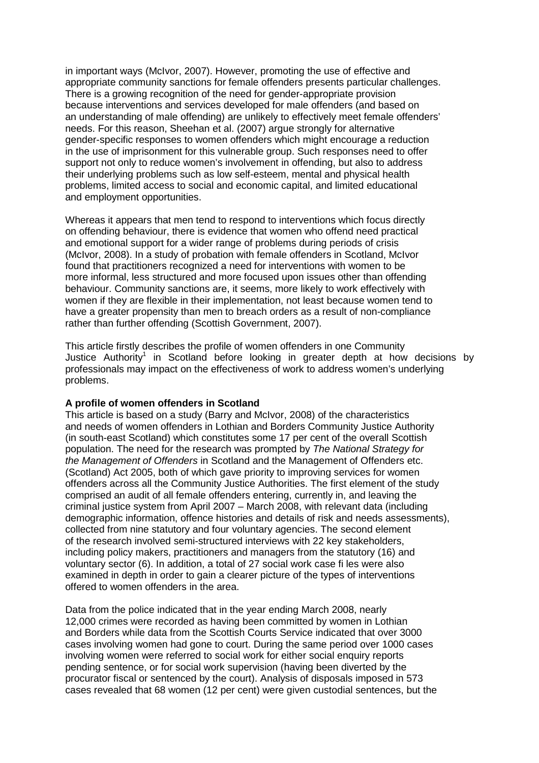in important ways (McIvor, 2007). However, promoting the use of effective and appropriate community sanctions for female offenders presents particular challenges. There is a growing recognition of the need for gender-appropriate provision because interventions and services developed for male offenders (and based on an understanding of male offending) are unlikely to effectively meet female offenders' needs. For this reason, Sheehan et al. (2007) argue strongly for alternative gender-specific responses to women offenders which might encourage a reduction in the use of imprisonment for this vulnerable group. Such responses need to offer support not only to reduce women's involvement in offending, but also to address their underlying problems such as low self-esteem, mental and physical health problems, limited access to social and economic capital, and limited educational and employment opportunities.

Whereas it appears that men tend to respond to interventions which focus directly on offending behaviour, there is evidence that women who offend need practical and emotional support for a wider range of problems during periods of crisis (McIvor, 2008). In a study of probation with female offenders in Scotland, McIvor found that practitioners recognized a need for interventions with women to be more informal, less structured and more focused upon issues other than offending behaviour. Community sanctions are, it seems, more likely to work effectively with women if they are flexible in their implementation, not least because women tend to have a greater propensity than men to breach orders as a result of non-compliance rather than further offending (Scottish Government, 2007).

This article firstly describes the profile of women offenders in one Community Justice Authority[1] in Scotland before looking in greater depth at how decisions by professionals may impact on the effectiveness of work to address women's underlying problems.

**A profile of women offenders in Scotland**

This article is based on a study (Barry and McIvor, 2008) of the characteristics and needs of women offenders in Lothian and Borders Community Justice Authority (in south-east Scotland) which constitutes some 17 per cent of the overall Scottish population. The need for the research was prompted by *The National Strategy for the Management of Offenders* in Scotland and the Management of Offenders etc. (Scotland) Act 2005, both of which gave priority to improving services for women offenders across all the Community Justice Authorities. The first element of the study comprised an audit of all female offenders entering, currently in, and leaving the criminal justice system from April 2007 – March 2008, with relevant data (including demographic information, offence histories and details of risk and needs assessments), collected from nine statutory and four voluntary agencies. The second element of the research involved semi-structured interviews with 22 key stakeholders, including policy makers, practitioners and managers from the statutory (16) and voluntary sector (6). In addition, a total of 27 social work case fi les were also examined in depth in order to gain a clearer picture of the types of interventions offered to women offenders in the area.

Data from the police indicated that in the year ending March 2008, nearly 12,000 crimes were recorded as having been committed by women in Lothian and Borders while data from the Scottish Courts Service indicated that over 3000 cases involving women had gone to court. During the same period over 1000 cases involving women were referred to social work for either social enquiry reports pending sentence, or for social work supervision (having been diverted by the procurator fiscal or sentenced by the court). Analysis of disposals imposed in 573 cases revealed that 68 women (12 per cent) were given custodial sentences, but the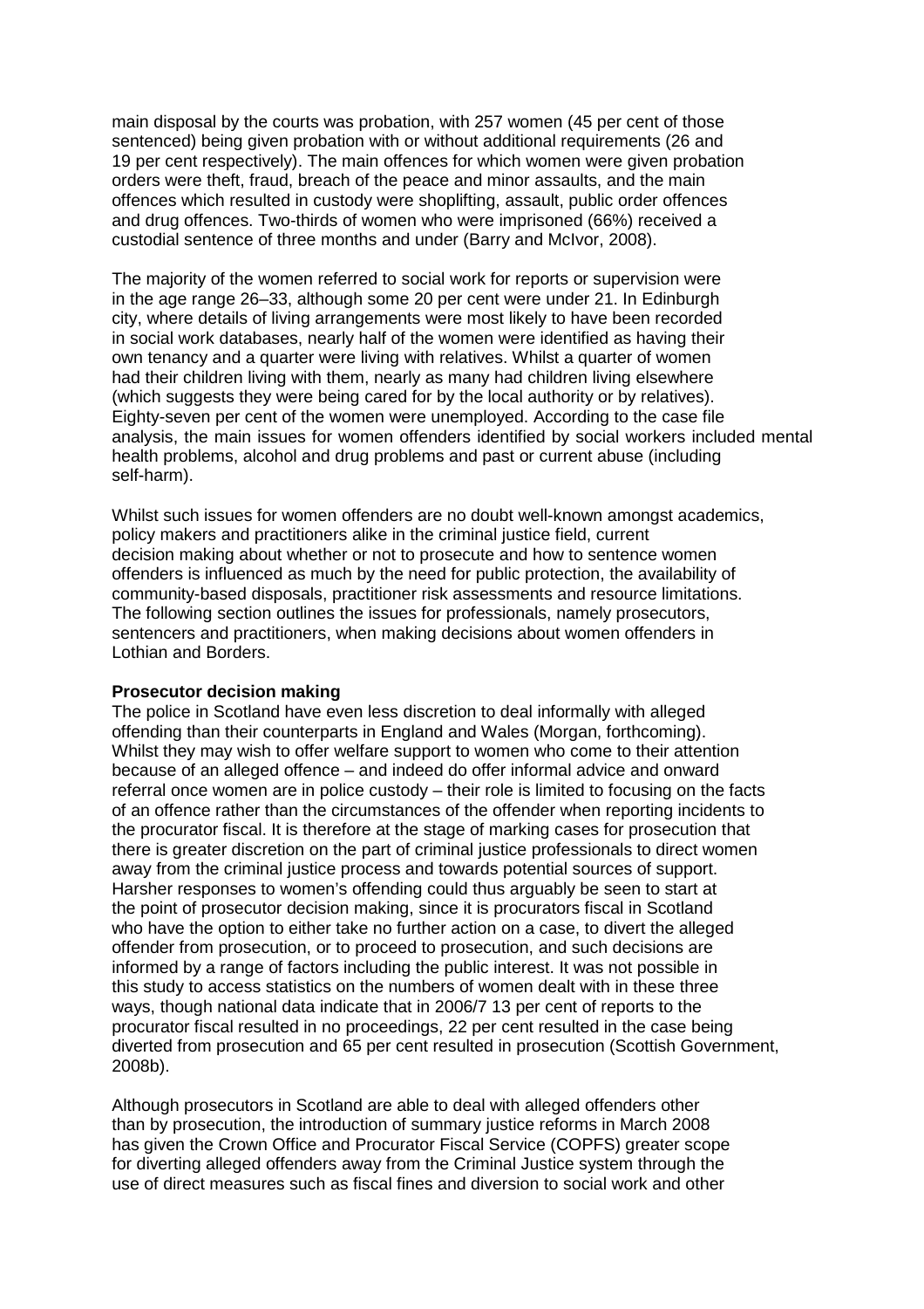main disposal by the courts was probation, with 257 women (45 per cent of those sentenced) being given probation with or without additional requirements (26 and 19 per cent respectively). The main offences for which women were given probation orders were theft, fraud, breach of the peace and minor assaults, and the main offences which resulted in custody were shoplifting, assault, public order offences and drug offences. Two-thirds of women who were imprisoned (66%) received a custodial sentence of three months and under (Barry and McIvor, 2008).

The majority of the women referred to social work for reports or supervision were in the age range 26–33, although some 20 per cent were under 21. In Edinburgh city, where details of living arrangements were most likely to have been recorded in social work databases, nearly half of the women were identified as having their own tenancy and a quarter were living with relatives. Whilst a quarter of women had their children living with them, nearly as many had children living elsewhere (which suggests they were being cared for by the local authority or by relatives). Eighty-seven per cent of the women were unemployed. According to the case file analysis, the main issues for women offenders identified by social workers included mental health problems, alcohol and drug problems and past or current abuse (including self-harm).

Whilst such issues for women offenders are no doubt well-known amongst academics, policy makers and practitioners alike in the criminal justice field, current decision making about whether or not to prosecute and how to sentence women offenders is influenced as much by the need for public protection, the availability of community-based disposals, practitioner risk assessments and resource limitations. The following section outlines the issues for professionals, namely prosecutors, sentencers and practitioners, when making decisions about women offenders in Lothian and Borders.

**Prosecutor decision making**

The police in Scotland have even less discretion to deal informally with alleged offending than their counterparts in England and Wales (Morgan, forthcoming). Whilst they may wish to offer welfare support to women who come to their attention because of an alleged offence – and indeed do offer informal advice and onward referral once women are in police custody – their role is limited to focusing on the facts of an offence rather than the circumstances of the offender when reporting incidents to the procurator fiscal. It is therefore at the stage of marking cases for prosecution that there is greater discretion on the part of criminal justice professionals to direct women away from the criminal justice process and towards potential sources of support. Harsher responses to women's offending could thus arguably be seen to start at the point of prosecutor decision making, since it is procurators fiscal in Scotland who have the option to either take no further action on a case, to divert the alleged offender from prosecution, or to proceed to prosecution, and such decisions are informed by a range of factors including the public interest. It was not possible in this study to access statistics on the numbers of women dealt with in these three ways, though national data indicate that in 2006/7 13 per cent of reports to the procurator fiscal resulted in no proceedings, 22 per cent resulted in the case being diverted from prosecution and 65 per cent resulted in prosecution (Scottish Government, 2008b).

Although prosecutors in Scotland are able to deal with alleged offenders other than by prosecution, the introduction of summary justice reforms in March 2008 has given the Crown Office and Procurator Fiscal Service (COPFS) greater scope for diverting alleged offenders away from the Criminal Justice system through the use of direct measures such as fiscal fines and diversion to social work and other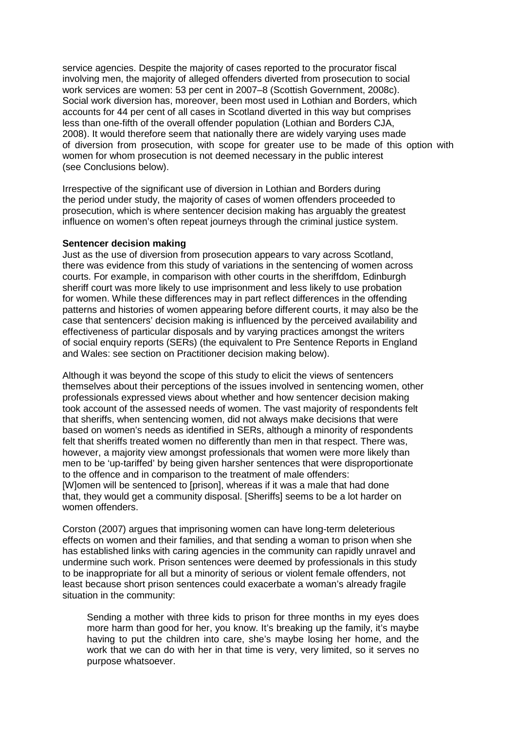service agencies. Despite the majority of cases reported to the procurator fiscal involving men, the majority of alleged offenders diverted from prosecution to social work services are women: 53 per cent in 2007–8 (Scottish Government, 2008c). Social work diversion has, moreover, been most used in Lothian and Borders, which accounts for 44 per cent of all cases in Scotland diverted in this way but comprises less than one-fifth of the overall offender population (Lothian and Borders CJA, 2008). It would therefore seem that nationally there are widely varying uses made of diversion from prosecution, with scope for greater use to be made of this option with women for whom prosecution is not deemed necessary in the public interest (see Conclusions below).

Irrespective of the significant use of diversion in Lothian and Borders during the period under study, the majority of cases of women offenders proceeded to prosecution, which is where sentencer decision making has arguably the greatest influence on women's often repeat journeys through the criminal justice system.

**Sentencer decision making**

Just as the use of diversion from prosecution appears to vary across Scotland, there was evidence from this study of variations in the sentencing of women across courts. For example, in comparison with other courts in the sheriffdom, Edinburgh sheriff court was more likely to use imprisonment and less likely to use probation for women. While these differences may in part reflect differences in the offending patterns and histories of women appearing before different courts, it may also be the case that sentencers' decision making is influenced by the perceived availability and effectiveness of particular disposals and by varying practices amongst the writers of social enquiry reports (SERs) (the equivalent to Pre Sentence Reports in England and Wales: see section on Practitioner decision making below).

Although it was beyond the scope of this study to elicit the views of sentencers themselves about their perceptions of the issues involved in sentencing women, other professionals expressed views about whether and how sentencer decision making took account of the assessed needs of women. The vast majority of respondents felt that sheriffs, when sentencing women, did not always make decisions that were based on women's needs as identified in SERs, although a minority of respondents felt that sheriffs treated women no differently than men in that respect. There was, however, a majority view amongst professionals that women were more likely than men to be 'up-tariffed' by being given harsher sentences that were disproportionate to the offence and in comparison to the treatment of male offenders:
[W]omen will be sentenced to [prison], whereas if it was a male that had done that, they would get a community disposal. [Sheriffs] seems to be a lot harder on women offenders.

Corston (2007) argues that imprisoning women can have long-term deleterious effects on women and their families, and that sending a woman to prison when she has established links with caring agencies in the community can rapidly unravel and undermine such work. Prison sentences were deemed by professionals in this study to be inappropriate for all but a minority of serious or violent female offenders, not least because short prison sentences could exacerbate a woman's already fragile situation in the community:

> Sending a mother with three kids to prison for three months in my eyes does more harm than good for her, you know. It's breaking up the family, it's maybe having to put the children into care, she's maybe losing her home, and the work that we can do with her in that time is very, very limited, so it serves no purpose whatsoever.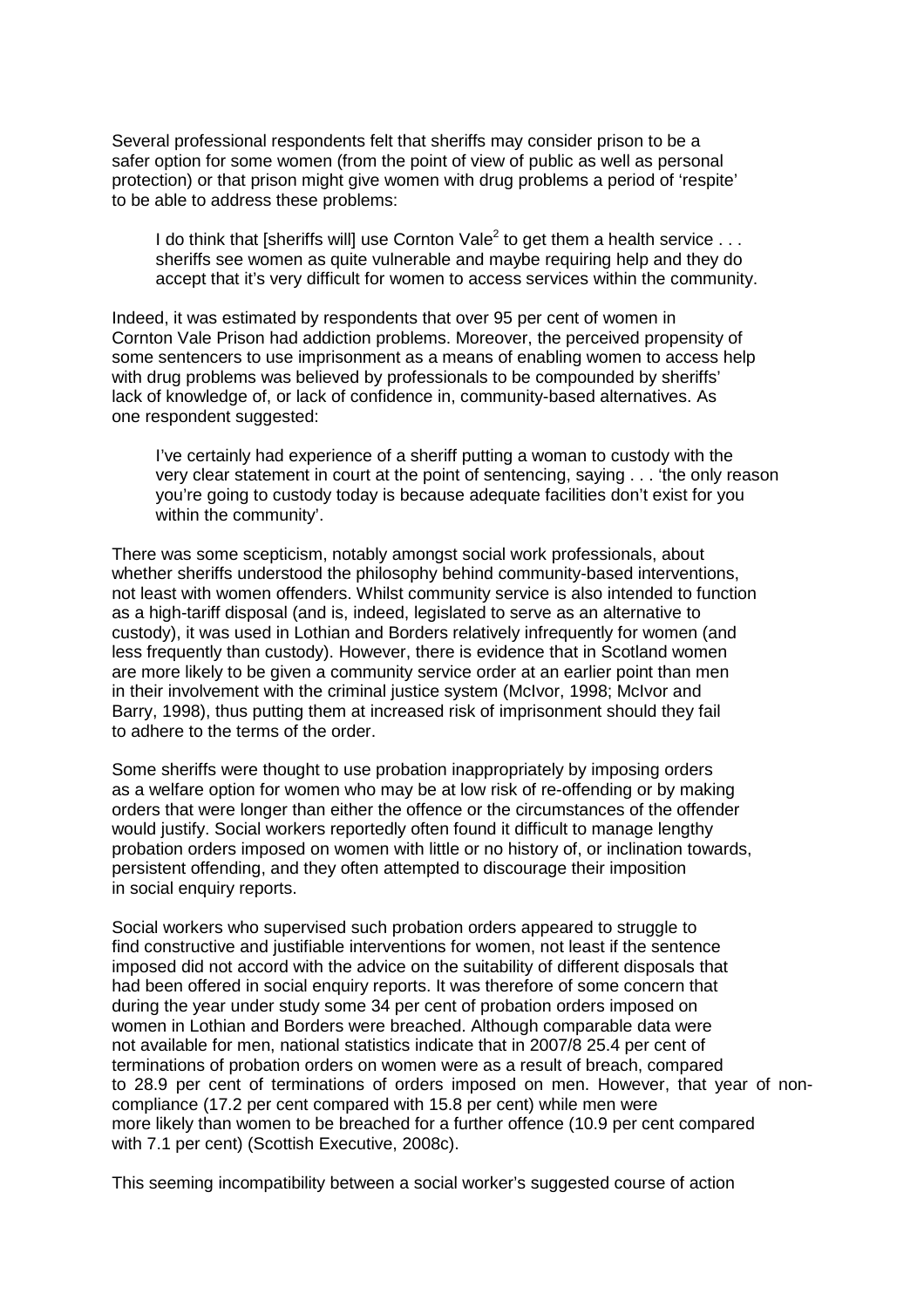Several professional respondents felt that sheriffs may consider prison to be a safer option for some women (from the point of view of public as well as personal protection) or that prison might give women with drug problems a period of 'respite' to be able to address these problems:

> I do think that [sheriffs will] use Cornton Vale[2] to get them a health service . . . sheriffs see women as quite vulnerable and maybe requiring help and they do accept that it's very difficult for women to access services within the community.

Indeed, it was estimated by respondents that over 95 per cent of women in Cornton Vale Prison had addiction problems. Moreover, the perceived propensity of some sentencers to use imprisonment as a means of enabling women to access help with drug problems was believed by professionals to be compounded by sheriffs' lack of knowledge of, or lack of confidence in, community-based alternatives. As one respondent suggested:

> I've certainly had experience of a sheriff putting a woman to custody with the very clear statement in court at the point of sentencing, saying . . . 'the only reason you're going to custody today is because adequate facilities don't exist for you within the community'.

There was some scepticism, notably amongst social work professionals, about whether sheriffs understood the philosophy behind community-based interventions, not least with women offenders. Whilst community service is also intended to function as a high-tariff disposal (and is, indeed, legislated to serve as an alternative to custody), it was used in Lothian and Borders relatively infrequently for women (and less frequently than custody). However, there is evidence that in Scotland women are more likely to be given a community service order at an earlier point than men in their involvement with the criminal justice system (McIvor, 1998; McIvor and Barry, 1998), thus putting them at increased risk of imprisonment should they fail to adhere to the terms of the order.

Some sheriffs were thought to use probation inappropriately by imposing orders as a welfare option for women who may be at low risk of re-offending or by making orders that were longer than either the offence or the circumstances of the offender would justify. Social workers reportedly often found it difficult to manage lengthy probation orders imposed on women with little or no history of, or inclination towards, persistent offending, and they often attempted to discourage their imposition in social enquiry reports.

Social workers who supervised such probation orders appeared to struggle to find constructive and justifiable interventions for women, not least if the sentence imposed did not accord with the advice on the suitability of different disposals that had been offered in social enquiry reports. It was therefore of some concern that during the year under study some 34 per cent of probation orders imposed on women in Lothian and Borders were breached. Although comparable data were not available for men, national statistics indicate that in 2007/8 25.4 per cent of terminations of probation orders on women were as a result of breach, compared to 28.9 per cent of terminations of orders imposed on men. However, that year of non-compliance (17.2 per cent compared with 15.8 per cent) while men were more likely than women to be breached for a further offence (10.9 per cent compared with 7.1 per cent) (Scottish Executive, 2008c).

This seeming incompatibility between a social worker's suggested course of action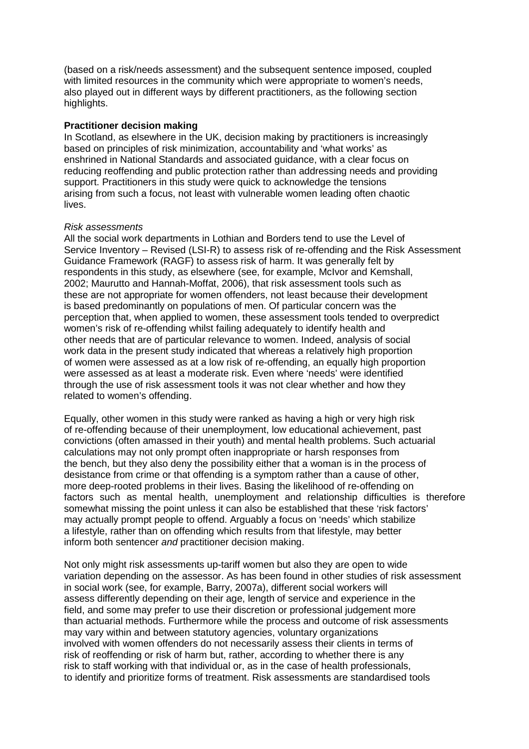(based on a risk/needs assessment) and the subsequent sentence imposed, coupled with limited resources in the community which were appropriate to women's needs, also played out in different ways by different practitioners, as the following section highlights.

**Practitioner decision making**

In Scotland, as elsewhere in the UK, decision making by practitioners is increasingly based on principles of risk minimization, accountability and 'what works' as enshrined in National Standards and associated guidance, with a clear focus on reducing reoffending and public protection rather than addressing needs and providing support. Practitioners in this study were quick to acknowledge the tensions arising from such a focus, not least with vulnerable women leading often chaotic lives.

*Risk assessments*

All the social work departments in Lothian and Borders tend to use the Level of Service Inventory – Revised (LSI-R) to assess risk of re-offending and the Risk Assessment Guidance Framework (RAGF) to assess risk of harm. It was generally felt by respondents in this study, as elsewhere (see, for example, McIvor and Kemshall, 2002; Maurutto and Hannah-Moffat, 2006), that risk assessment tools such as these are not appropriate for women offenders, not least because their development is based predominantly on populations of men. Of particular concern was the perception that, when applied to women, these assessment tools tended to overpredict women's risk of re-offending whilst failing adequately to identify health and other needs that are of particular relevance to women. Indeed, analysis of social work data in the present study indicated that whereas a relatively high proportion of women were assessed as at a low risk of re-offending, an equally high proportion were assessed as at least a moderate risk. Even where 'needs' were identified through the use of risk assessment tools it was not clear whether and how they related to women's offending.

Equally, other women in this study were ranked as having a high or very high risk of re-offending because of their unemployment, low educational achievement, past convictions (often amassed in their youth) and mental health problems. Such actuarial calculations may not only prompt often inappropriate or harsh responses from the bench, but they also deny the possibility either that a woman is in the process of desistance from crime or that offending is a symptom rather than a cause of other, more deep-rooted problems in their lives. Basing the likelihood of re-offending on factors such as mental health, unemployment and relationship difficulties is therefore somewhat missing the point unless it can also be established that these 'risk factors' may actually prompt people to offend. Arguably a focus on 'needs' which stabilize a lifestyle, rather than on offending which results from that lifestyle, may better inform both sentencer *and* practitioner decision making.

Not only might risk assessments up-tariff women but also they are open to wide variation depending on the assessor. As has been found in other studies of risk assessment in social work (see, for example, Barry, 2007a), different social workers will assess differently depending on their age, length of service and experience in the field, and some may prefer to use their discretion or professional judgement more than actuarial methods. Furthermore while the process and outcome of risk assessments may vary within and between statutory agencies, voluntary organizations involved with women offenders do not necessarily assess their clients in terms of risk of reoffending or risk of harm but, rather, according to whether there is any risk to staff working with that individual or, as in the case of health professionals, to identify and prioritize forms of treatment. Risk assessments are standardised tools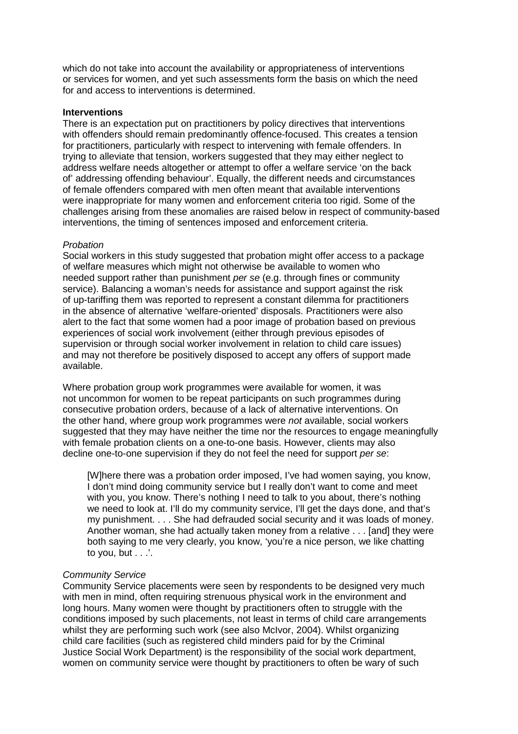which do not take into account the availability or appropriateness of interventions or services for women, and yet such assessments form the basis on which the need for and access to interventions is determined.

**Interventions**

There is an expectation put on practitioners by policy directives that interventions with offenders should remain predominantly offence-focused. This creates a tension for practitioners, particularly with respect to intervening with female offenders. In trying to alleviate that tension, workers suggested that they may either neglect to address welfare needs altogether or attempt to offer a welfare service 'on the back of' addressing offending behaviour'. Equally, the different needs and circumstances of female offenders compared with men often meant that available interventions were inappropriate for many women and enforcement criteria too rigid. Some of the challenges arising from these anomalies are raised below in respect of community-based interventions, the timing of sentences imposed and enforcement criteria.

*Probation*

Social workers in this study suggested that probation might offer access to a package of welfare measures which might not otherwise be available to women who needed support rather than punishment *per se* (e.g. through fines or community service). Balancing a woman's needs for assistance and support against the risk of up-tariffing them was reported to represent a constant dilemma for practitioners in the absence of alternative 'welfare-oriented' disposals. Practitioners were also alert to the fact that some women had a poor image of probation based on previous experiences of social work involvement (either through previous episodes of supervision or through social worker involvement in relation to child care issues) and may not therefore be positively disposed to accept any offers of support made available.

Where probation group work programmes were available for women, it was not uncommon for women to be repeat participants on such programmes during consecutive probation orders, because of a lack of alternative interventions. On the other hand, where group work programmes were *not* available, social workers suggested that they may have neither the time nor the resources to engage meaningfully with female probation clients on a one-to-one basis. However, clients may also decline one-to-one supervision if they do not feel the need for support *per se*:

> [W]here there was a probation order imposed, I've had women saying, you know, I don't mind doing community service but I really don't want to come and meet with you, you know. There's nothing I need to talk to you about, there's nothing we need to look at. I'll do my community service, I'll get the days done, and that's my punishment. . . . She had defrauded social security and it was loads of money. Another woman, she had actually taken money from a relative . . . [and] they were both saying to me very clearly, you know, 'you're a nice person, we like chatting to you, but . . .'.

*Community Service*

Community Service placements were seen by respondents to be designed very much with men in mind, often requiring strenuous physical work in the environment and long hours. Many women were thought by practitioners often to struggle with the conditions imposed by such placements, not least in terms of child care arrangements whilst they are performing such work (see also McIvor, 2004). Whilst organizing child care facilities (such as registered child minders paid for by the Criminal Justice Social Work Department) is the responsibility of the social work department, women on community service were thought by practitioners to often be wary of such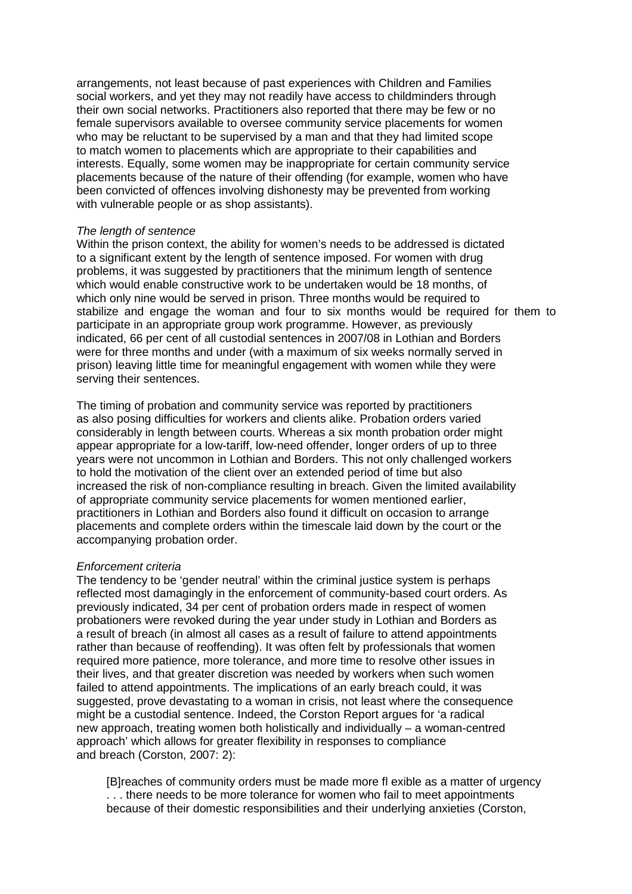arrangements, not least because of past experiences with Children and Families social workers, and yet they may not readily have access to childminders through their own social networks. Practitioners also reported that there may be few or no female supervisors available to oversee community service placements for women who may be reluctant to be supervised by a man and that they had limited scope to match women to placements which are appropriate to their capabilities and interests. Equally, some women may be inappropriate for certain community service placements because of the nature of their offending (for example, women who have been convicted of offences involving dishonesty may be prevented from working with vulnerable people or as shop assistants).

*The length of sentence*

Within the prison context, the ability for women's needs to be addressed is dictated to a significant extent by the length of sentence imposed. For women with drug problems, it was suggested by practitioners that the minimum length of sentence which would enable constructive work to be undertaken would be 18 months, of which only nine would be served in prison. Three months would be required to stabilize and engage the woman and four to six months would be required for them to participate in an appropriate group work programme. However, as previously indicated, 66 per cent of all custodial sentences in 2007/08 in Lothian and Borders were for three months and under (with a maximum of six weeks normally served in prison) leaving little time for meaningful engagement with women while they were serving their sentences.

The timing of probation and community service was reported by practitioners as also posing difficulties for workers and clients alike. Probation orders varied considerably in length between courts. Whereas a six month probation order might appear appropriate for a low-tariff, low-need offender, longer orders of up to three years were not uncommon in Lothian and Borders. This not only challenged workers to hold the motivation of the client over an extended period of time but also increased the risk of non-compliance resulting in breach. Given the limited availability of appropriate community service placements for women mentioned earlier, practitioners in Lothian and Borders also found it difficult on occasion to arrange placements and complete orders within the timescale laid down by the court or the accompanying probation order.

*Enforcement criteria*

The tendency to be 'gender neutral' within the criminal justice system is perhaps reflected most damagingly in the enforcement of community-based court orders. As previously indicated, 34 per cent of probation orders made in respect of women probationers were revoked during the year under study in Lothian and Borders as a result of breach (in almost all cases as a result of failure to attend appointments rather than because of reoffending). It was often felt by professionals that women required more patience, more tolerance, and more time to resolve other issues in their lives, and that greater discretion was needed by workers when such women failed to attend appointments. The implications of an early breach could, it was suggested, prove devastating to a woman in crisis, not least where the consequence might be a custodial sentence. Indeed, the Corston Report argues for 'a radical new approach, treating women both holistically and individually – a woman-centred approach' which allows for greater flexibility in responses to compliance and breach (Corston, 2007: 2):

> [B]reaches of community orders must be made more fl exible as a matter of urgency . . . there needs to be more tolerance for women who fail to meet appointments because of their domestic responsibilities and their underlying anxieties (Corston,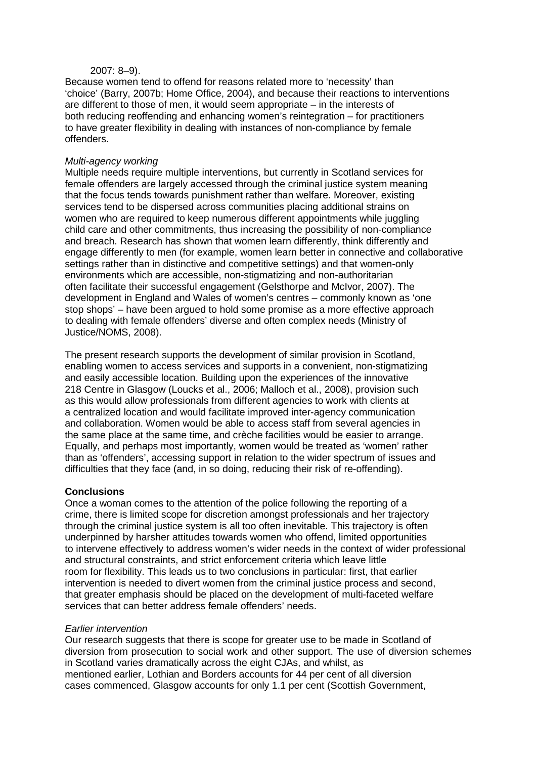2007: 8–9).

Because women tend to offend for reasons related more to 'necessity' than 'choice' (Barry, 2007b; Home Office, 2004), and because their reactions to interventions are different to those of men, it would seem appropriate – in the interests of both reducing reoffending and enhancing women's reintegration – for practitioners to have greater flexibility in dealing with instances of non-compliance by female offenders.

*Multi-agency working*

Multiple needs require multiple interventions, but currently in Scotland services for female offenders are largely accessed through the criminal justice system meaning that the focus tends towards punishment rather than welfare. Moreover, existing services tend to be dispersed across communities placing additional strains on women who are required to keep numerous different appointments while juggling child care and other commitments, thus increasing the possibility of non-compliance and breach. Research has shown that women learn differently, think differently and engage differently to men (for example, women learn better in connective and collaborative settings rather than in distinctive and competitive settings) and that women-only environments which are accessible, non-stigmatizing and non-authoritarian often facilitate their successful engagement (Gelsthorpe and McIvor, 2007). The development in England and Wales of women's centres – commonly known as 'one stop shops' – have been argued to hold some promise as a more effective approach to dealing with female offenders' diverse and often complex needs (Ministry of Justice/NOMS, 2008).

The present research supports the development of similar provision in Scotland, enabling women to access services and supports in a convenient, non-stigmatizing and easily accessible location. Building upon the experiences of the innovative 218 Centre in Glasgow (Loucks et al., 2006; Malloch et al., 2008), provision such as this would allow professionals from different agencies to work with clients at a centralized location and would facilitate improved inter-agency communication and collaboration. Women would be able to access staff from several agencies in the same place at the same time, and crèche facilities would be easier to arrange. Equally, and perhaps most importantly, women would be treated as 'women' rather than as 'offenders', accessing support in relation to the wider spectrum of issues and difficulties that they face (and, in so doing, reducing their risk of re-offending).

**Conclusions**

Once a woman comes to the attention of the police following the reporting of a crime, there is limited scope for discretion amongst professionals and her trajectory through the criminal justice system is all too often inevitable. This trajectory is often underpinned by harsher attitudes towards women who offend, limited opportunities to intervene effectively to address women's wider needs in the context of wider professional and structural constraints, and strict enforcement criteria which leave little room for flexibility. This leads us to two conclusions in particular: first, that earlier intervention is needed to divert women from the criminal justice process and second, that greater emphasis should be placed on the development of multi-faceted welfare services that can better address female offenders' needs.

*Earlier intervention*

Our research suggests that there is scope for greater use to be made in Scotland of diversion from prosecution to social work and other support. The use of diversion schemes in Scotland varies dramatically across the eight CJAs, and whilst, as mentioned earlier, Lothian and Borders accounts for 44 per cent of all diversion cases commenced, Glasgow accounts for only 1.1 per cent (Scottish Government,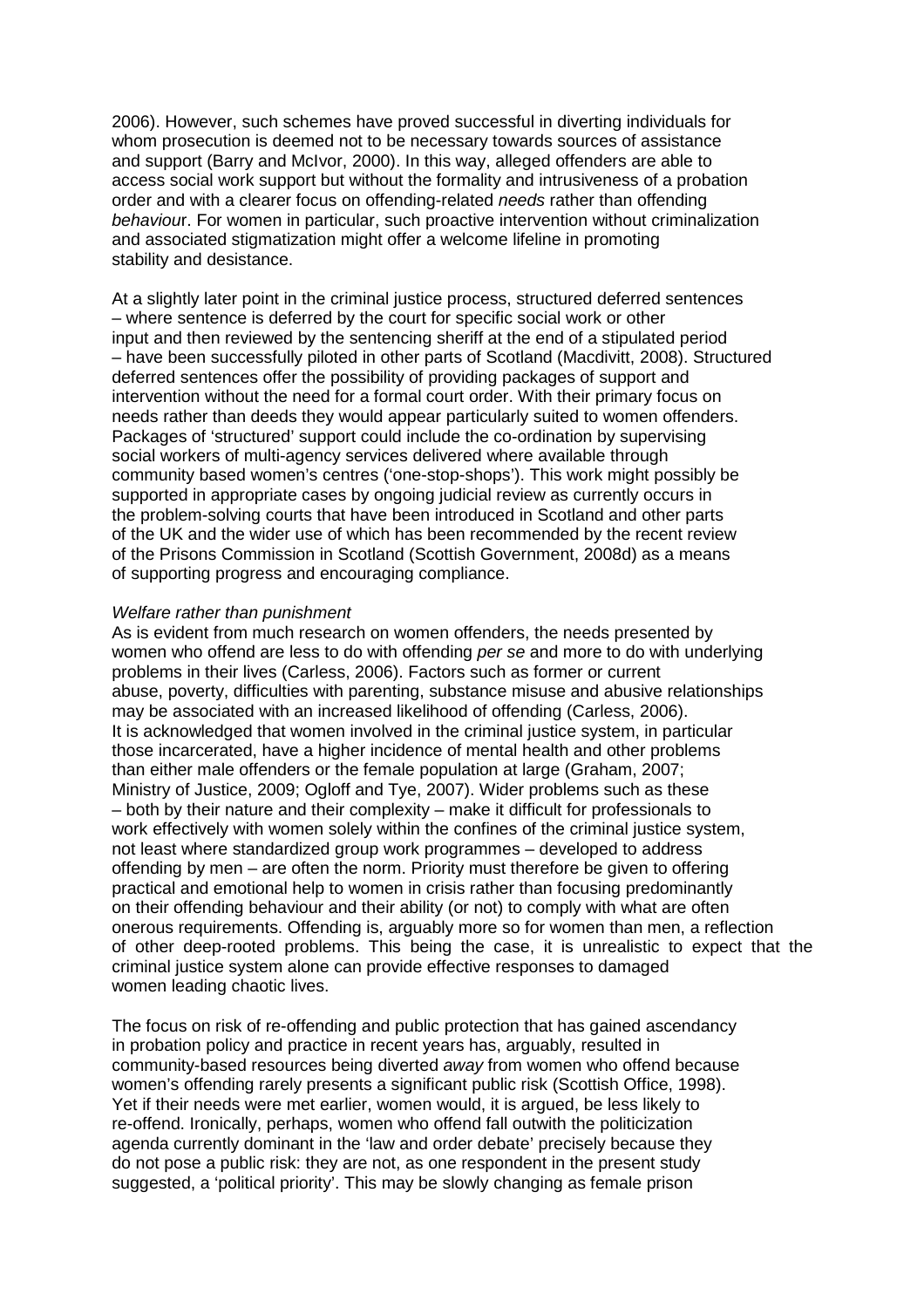2006). However, such schemes have proved successful in diverting individuals for whom prosecution is deemed not to be necessary towards sources of assistance and support (Barry and McIvor, 2000). In this way, alleged offenders are able to access social work support but without the formality and intrusiveness of a probation order and with a clearer focus on offending-related *needs* rather than offending *behaviour*. For women in particular, such proactive intervention without criminalization and associated stigmatization might offer a welcome lifeline in promoting stability and desistance.

At a slightly later point in the criminal justice process, structured deferred sentences – where sentence is deferred by the court for specific social work or other input and then reviewed by the sentencing sheriff at the end of a stipulated period – have been successfully piloted in other parts of Scotland (Macdivitt, 2008). Structured deferred sentences offer the possibility of providing packages of support and intervention without the need for a formal court order. With their primary focus on needs rather than deeds they would appear particularly suited to women offenders. Packages of 'structured' support could include the co-ordination by supervising social workers of multi-agency services delivered where available through community based women's centres ('one-stop-shops'). This work might possibly be supported in appropriate cases by ongoing judicial review as currently occurs in the problem-solving courts that have been introduced in Scotland and other parts of the UK and the wider use of which has been recommended by the recent review of the Prisons Commission in Scotland (Scottish Government, 2008d) as a means of supporting progress and encouraging compliance.

*Welfare rather than punishment*

As is evident from much research on women offenders, the needs presented by women who offend are less to do with offending *per se* and more to do with underlying problems in their lives (Carless, 2006). Factors such as former or current abuse, poverty, difficulties with parenting, substance misuse and abusive relationships may be associated with an increased likelihood of offending (Carless, 2006). It is acknowledged that women involved in the criminal justice system, in particular those incarcerated, have a higher incidence of mental health and other problems than either male offenders or the female population at large (Graham, 2007; Ministry of Justice, 2009; Ogloff and Tye, 2007). Wider problems such as these – both by their nature and their complexity – make it difficult for professionals to work effectively with women solely within the confines of the criminal justice system, not least where standardized group work programmes – developed to address offending by men – are often the norm. Priority must therefore be given to offering practical and emotional help to women in crisis rather than focusing predominantly on their offending behaviour and their ability (or not) to comply with what are often onerous requirements. Offending is, arguably more so for women than men, a reflection of other deep-rooted problems. This being the case, it is unrealistic to expect that the criminal justice system alone can provide effective responses to damaged women leading chaotic lives.

The focus on risk of re-offending and public protection that has gained ascendancy in probation policy and practice in recent years has, arguably, resulted in community-based resources being diverted *away* from women who offend because women's offending rarely presents a significant public risk (Scottish Office, 1998). Yet if their needs were met earlier, women would, it is argued, be less likely to re-offend. Ironically, perhaps, women who offend fall outwith the politicization agenda currently dominant in the 'law and order debate' precisely because they do not pose a public risk: they are not, as one respondent in the present study suggested, a 'political priority'. This may be slowly changing as female prison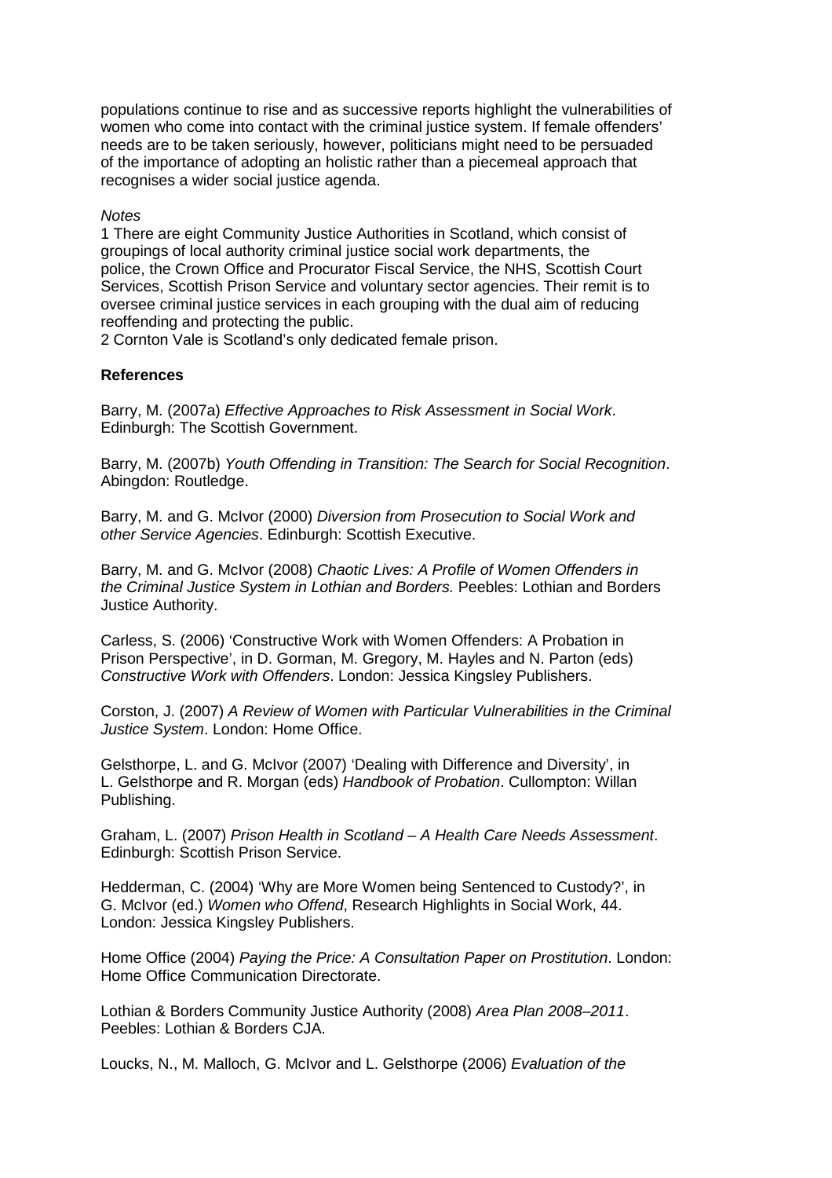populations continue to rise and as successive reports highlight the vulnerabilities of women who come into contact with the criminal justice system. If female offenders' needs are to be taken seriously, however, politicians might need to be persuaded of the importance of adopting an holistic rather than a piecemeal approach that recognises a wider social justice agenda.

*Notes*

1 There are eight Community Justice Authorities in Scotland, which consist of groupings of local authority criminal justice social work departments, the police, the Crown Office and Procurator Fiscal Service, the NHS, Scottish Court Services, Scottish Prison Service and voluntary sector agencies. Their remit is to oversee criminal justice services in each grouping with the dual aim of reducing reoffending and protecting the public.

2 Cornton Vale is Scotland's only dedicated female prison.

**References**

Barry, M. (2007a) *Effective Approaches to Risk Assessment in Social Work*. Edinburgh: The Scottish Government.

Barry, M. (2007b) *Youth Offending in Transition: The Search for Social Recognition*. Abingdon: Routledge.

Barry, M. and G. McIvor (2000) *Diversion from Prosecution to Social Work and other Service Agencies*. Edinburgh: Scottish Executive.

Barry, M. and G. McIvor (2008) *Chaotic Lives: A Profile of Women Offenders in the Criminal Justice System in Lothian and Borders.* Peebles: Lothian and Borders Justice Authority.

Carless, S. (2006) 'Constructive Work with Women Offenders: A Probation in Prison Perspective', in D. Gorman, M. Gregory, M. Hayles and N. Parton (eds) *Constructive Work with Offenders*. London: Jessica Kingsley Publishers.

Corston, J. (2007) *A Review of Women with Particular Vulnerabilities in the Criminal Justice System*. London: Home Office.

Gelsthorpe, L. and G. McIvor (2007) 'Dealing with Difference and Diversity', in L. Gelsthorpe and R. Morgan (eds) *Handbook of Probation*. Cullompton: Willan Publishing.

Graham, L. (2007) *Prison Health in Scotland – A Health Care Needs Assessment*. Edinburgh: Scottish Prison Service.

Hedderman, C. (2004) 'Why are More Women being Sentenced to Custody?', in G. McIvor (ed.) *Women who Offend*, Research Highlights in Social Work, 44. London: Jessica Kingsley Publishers.

Home Office (2004) *Paying the Price: A Consultation Paper on Prostitution*. London: Home Office Communication Directorate.

Lothian & Borders Community Justice Authority (2008) *Area Plan 2008–2011*. Peebles: Lothian & Borders CJA.

Loucks, N., M. Malloch, G. McIvor and L. Gelsthorpe (2006) *Evaluation of the*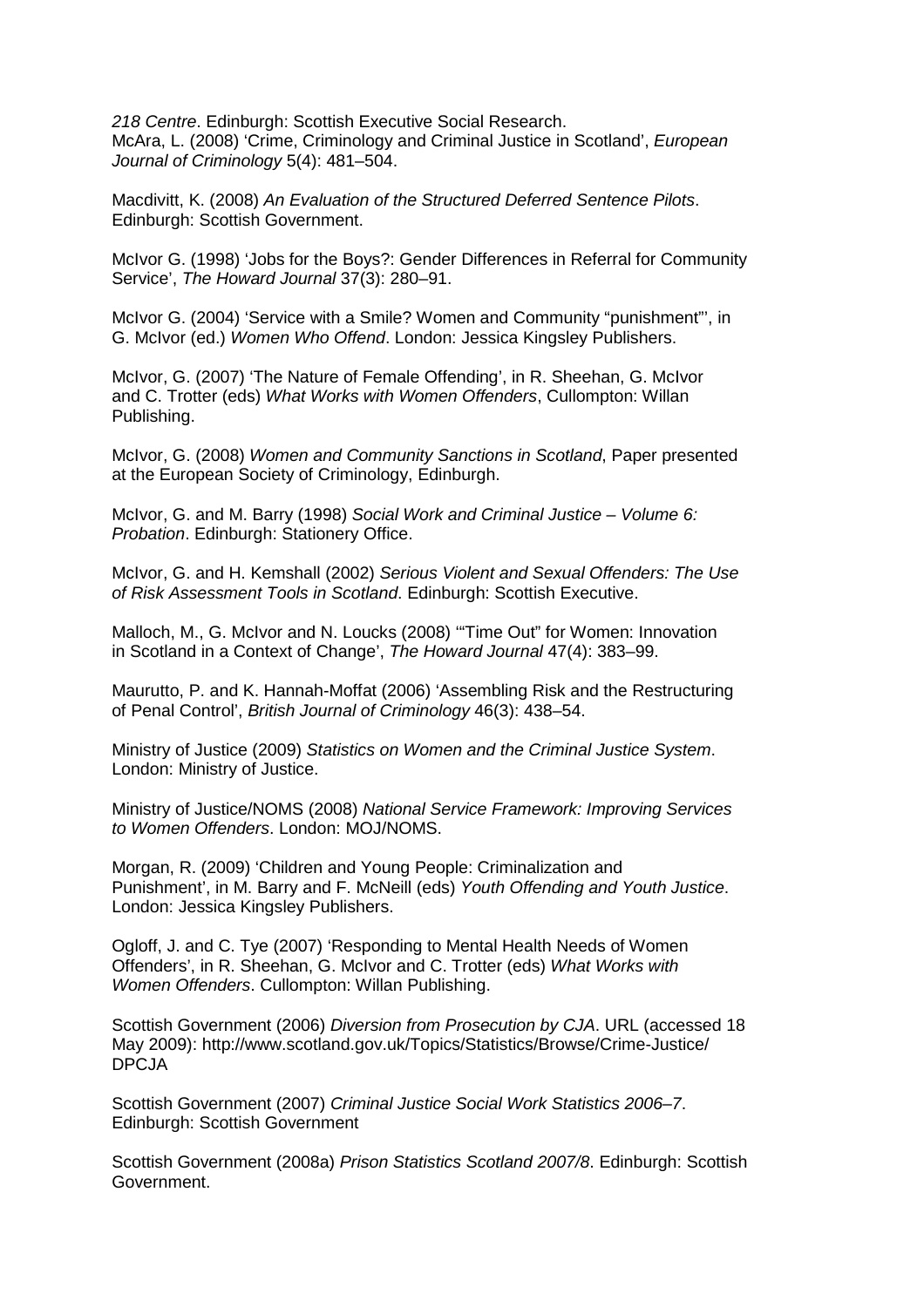*218 Centre*. Edinburgh: Scottish Executive Social Research.
McAra, L. (2008) 'Crime, Criminology and Criminal Justice in Scotland', *European Journal of Criminology* 5(4): 481–504.

Macdivitt, K. (2008) *An Evaluation of the Structured Deferred Sentence Pilots*. Edinburgh: Scottish Government.

McIvor G. (1998) 'Jobs for the Boys?: Gender Differences in Referral for Community Service', *The Howard Journal* 37(3): 280–91.

McIvor G. (2004) 'Service with a Smile? Women and Community "punishment"', in G. McIvor (ed.) *Women Who Offend*. London: Jessica Kingsley Publishers.

McIvor, G. (2007) 'The Nature of Female Offending', in R. Sheehan, G. McIvor and C. Trotter (eds) *What Works with Women Offenders*, Cullompton: Willan Publishing.

McIvor, G. (2008) *Women and Community Sanctions in Scotland*, Paper presented at the European Society of Criminology, Edinburgh.

McIvor, G. and M. Barry (1998) *Social Work and Criminal Justice – Volume 6: Probation*. Edinburgh: Stationery Office.

McIvor, G. and H. Kemshall (2002) *Serious Violent and Sexual Offenders: The Use of Risk Assessment Tools in Scotland*. Edinburgh: Scottish Executive.

Malloch, M., G. McIvor and N. Loucks (2008) '"Time Out" for Women: Innovation in Scotland in a Context of Change', *The Howard Journal* 47(4): 383–99.

Maurutto, P. and K. Hannah-Moffat (2006) 'Assembling Risk and the Restructuring of Penal Control', *British Journal of Criminology* 46(3): 438–54.

Ministry of Justice (2009) *Statistics on Women and the Criminal Justice System*. London: Ministry of Justice.

Ministry of Justice/NOMS (2008) *National Service Framework: Improving Services to Women Offenders*. London: MOJ/NOMS.

Morgan, R. (2009) 'Children and Young People: Criminalization and Punishment', in M. Barry and F. McNeill (eds) *Youth Offending and Youth Justice*. London: Jessica Kingsley Publishers.

Ogloff, J. and C. Tye (2007) 'Responding to Mental Health Needs of Women Offenders', in R. Sheehan, G. McIvor and C. Trotter (eds) *What Works with Women Offenders*. Cullompton: Willan Publishing.

Scottish Government (2006) *Diversion from Prosecution by CJA*. URL (accessed 18 May 2009): http://www.scotland.gov.uk/Topics/Statistics/Browse/Crime-Justice/DPCJA

Scottish Government (2007) *Criminal Justice Social Work Statistics 2006–7*. Edinburgh: Scottish Government

Scottish Government (2008a) *Prison Statistics Scotland 2007/8*. Edinburgh: Scottish Government.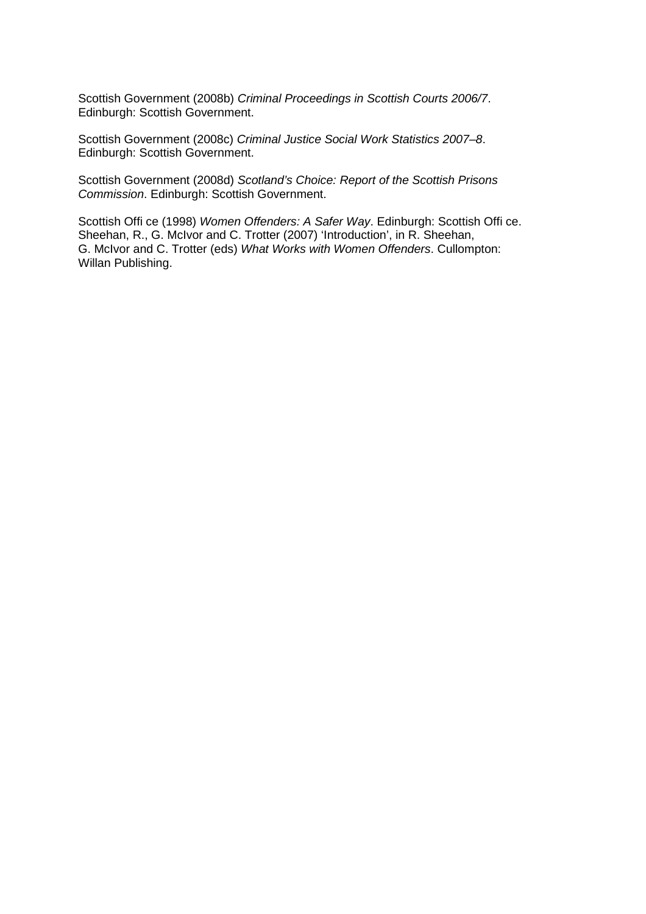Scottish Government (2008b) *Criminal Proceedings in Scottish Courts 2006/7*. Edinburgh: Scottish Government.

Scottish Government (2008c) *Criminal Justice Social Work Statistics 2007–8*. Edinburgh: Scottish Government.

Scottish Government (2008d) *Scotland's Choice: Report of the Scottish Prisons Commission*. Edinburgh: Scottish Government.

Scottish Offi ce (1998) *Women Offenders: A Safer Way*. Edinburgh: Scottish Offi ce.
Sheehan, R., G. McIvor and C. Trotter (2007) 'Introduction', in R. Sheehan, G. McIvor and C. Trotter (eds) *What Works with Women Offenders*. Cullompton: Willan Publishing.